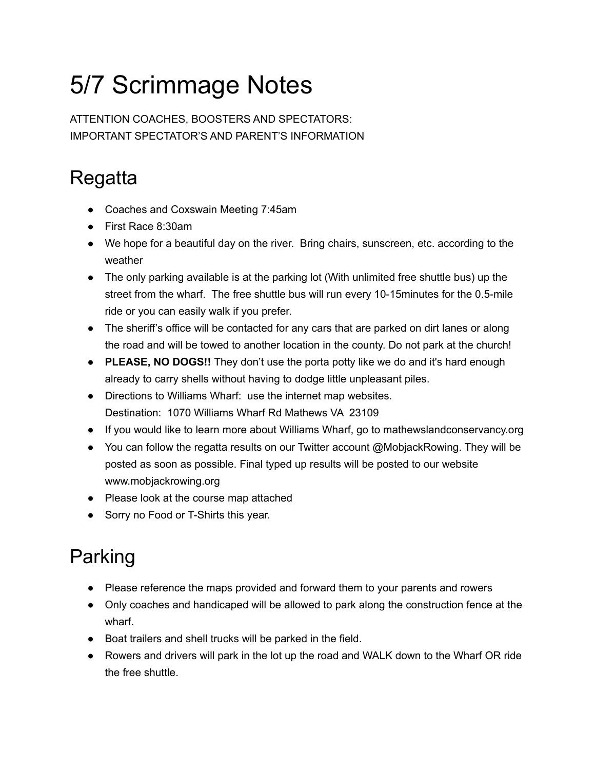# 5/7 Scrimmage Notes

ATTENTION COACHES, BOOSTERS AND SPECTATORS:
IMPORTANT SPECTATOR'S AND PARENT'S INFORMATION

## Regatta

- Coaches and Coxswain Meeting 7:45am
- First Race 8:30am
- We hope for a beautiful day on the river. Bring chairs, sunscreen, etc. according to the weather
- The only parking available is at the parking lot (With unlimited free shuttle bus) up the street from the wharf. The free shuttle bus will run every 10-15minutes for the 0.5-mile ride or you can easily walk if you prefer.
- The sheriff's office will be contacted for any cars that are parked on dirt lanes or along the road and will be towed to another location in the county. Do not park at the church!
- **PLEASE, NO DOGS!!** They don't use the porta potty like we do and it's hard enough already to carry shells without having to dodge little unpleasant piles.
- Directions to Williams Wharf: use the internet map websites.
  Destination: 1070 Williams Wharf Rd Mathews VA 23109
- If you would like to learn more about Williams Wharf, go to mathewslandconservancy.org
- You can follow the regatta results on our Twitter account @MobjackRowing. They will be posted as soon as possible. Final typed up results will be posted to our website www.mobjackrowing.org
- Please look at the course map attached
- Sorry no Food or T-Shirts this year.

## Parking

- Please reference the maps provided and forward them to your parents and rowers
- Only coaches and handicaped will be allowed to park along the construction fence at the wharf.
- Boat trailers and shell trucks will be parked in the field.
- Rowers and drivers will park in the lot up the road and WALK down to the Wharf OR ride the free shuttle.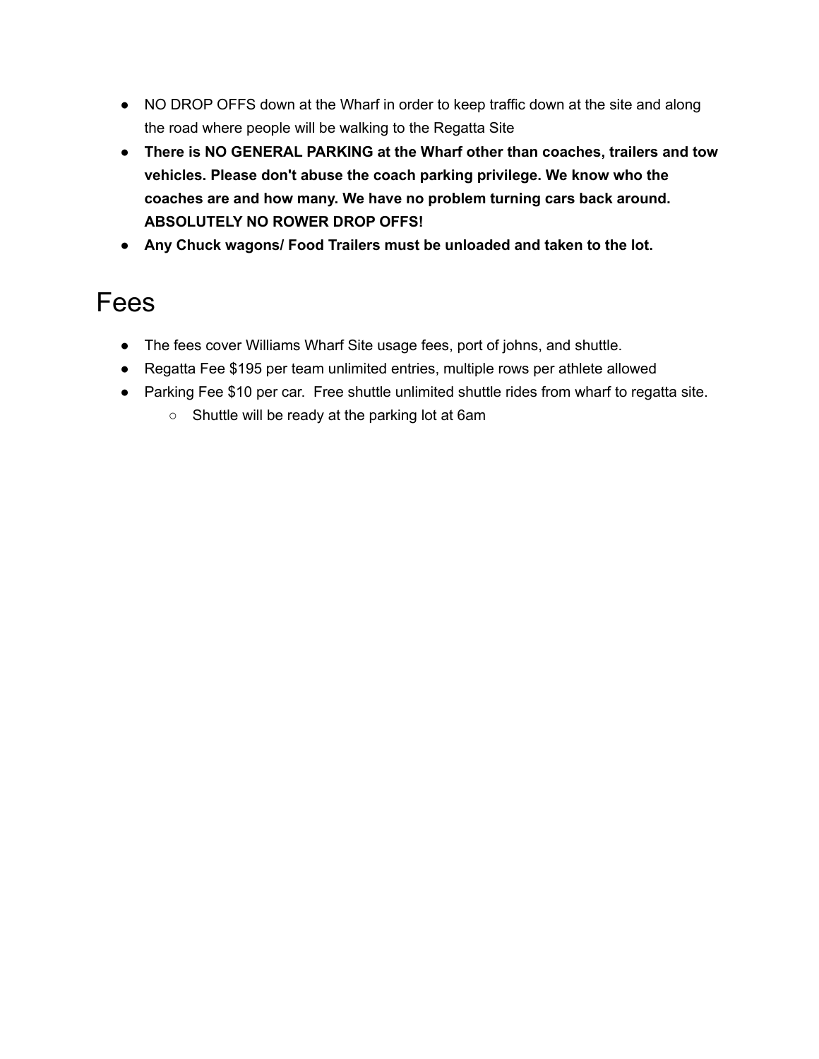- NO DROP OFFS down at the Wharf in order to keep traffic down at the site and along the road where people will be walking to the Regatta Site
- **There is NO GENERAL PARKING at the Wharf other than coaches, trailers and tow vehicles. Please don't abuse the coach parking privilege. We know who the coaches are and how many. We have no problem turning cars back around. ABSOLUTELY NO ROWER DROP OFFS!**
- **Any Chuck wagons/ Food Trailers must be unloaded and taken to the lot.**

# Fees

- The fees cover Williams Wharf Site usage fees, port of johns, and shuttle.
- Regatta Fee $195 per team unlimited entries, multiple rows per athlete allowed
- Parking Fee $10 per car.  Free shuttle unlimited shuttle rides from wharf to regatta site.
    - Shuttle will be ready at the parking lot at 6am